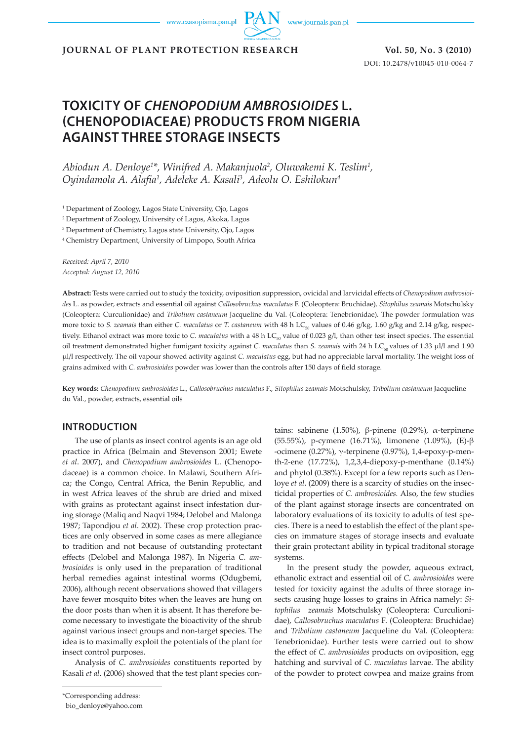# TOXICITY OF *CHENOPODIUM AMBROSIOIDES* L. (CHENOPODIACEAE) PRODUCTS FROM NIGERIA AGAINST THREE STORAGE INSECTS

*Abiodun A. Denloye[1]\*, Winifred A. Makanjuola[2], Oluwakemi K. Teslim[1], Oyindamola A. Alafia[1], Adeleke A. Kasali[3], Adeolu O. Eshilokun[4]*

[1] Department of Zoology, Lagos State University, Ojo, Lagos

[2] Department of Zoology, University of Lagos, Akoka, Lagos

[3] Department of Chemistry, Lagos state University, Ojo, Lagos

[4] Chemistry Department, University of Limpopo, South Africa

*Received: April 7, 2010*
*Accepted: August 12, 2010*

**Abstract:** Tests were carried out to study the toxicity, oviposition suppression, ovicidal and larvicidal effects of *Chenopodium ambrosioides* L. as powder, extracts and essential oil against *Callosobruchus maculatus* F. (Coleoptera: Bruchidae), *Sitophilus zeamais* Motschulsky (Coleoptera: Curculionidae) and *Tribolium castaneum* Jacqueline du Val. (Coleoptera: Tenebrionidae). The powder formulation was more toxic to *S. zeamais* than either *C. maculatus* or *T. castaneum* with 48 h $LC_{50}$ values of 0.46 g/kg, 1.60 g/kg and 2.14 g/kg, respectively. Ethanol extract was more toxic to *C. maculatus* with a 48 h $LC_{50}$ value of 0.023 g/l, than other test insect species. The essential oil treatment demonstrated higher fumigant toxicity against *C. maculatus* than *S. zeamais* with 24 h $LC_{50}$ values of 1.33 μl/l and 1.90 μl/l respectively. The oil vapour showed activity against *C. maculatus* egg, but had no appreciable larval mortality. The weight loss of grains admixed with *C. ambrosioides* powder was lower than the controls after 150 days of field storage.

**Key words:** *Chenopodium ambrosioides* L., *Callosobruchus maculatus* F., *Sitophilus zeamais* Motschulsky, *Tribolium castaneum* Jacqueline du Val., powder, extracts, essential oils

## INTRODUCTION

The use of plants as insect control agents is an age old practice in Africa (Belmain and Stevenson 2001; Ewete *et al*. 2007), and *Chenopodium ambrosioides* L. (Chenopodaceae) is a common choice. In Malawi, Southern Africa; the Congo, Central Africa, the Benin Republic, and in west Africa leaves of the shrub are dried and mixed with grains as protectant against insect infestation during storage (Maliq and Naqvi 1984; Delobel and Malonga 1987; Tapondjou *et al*. 2002). These crop protection practices are only observed in some cases as mere allegiance to tradition and not because of outstanding protectant effects (Delobel and Malonga 1987). In Nigeria *C. ambrosioides* is only used in the preparation of traditional herbal remedies against intestinal worms (Odugbemi, 2006), although recent observations showed that villagers have fewer mosquito bites when the leaves are hung on the door posts than when it is absent. It has therefore become necessary to investigate the bioactivity of the shrub against various insect groups and non-target species. The idea is to maximally exploit the potentials of the plant for insect control purposes.

Analysis of *C. ambrosioides* constituents reported by Kasali *et al*. (2006) showed that the test plant species contains: sabinene (1.50%), β-pinene (0.29%), α-terpinene (55.55%), p-cymene (16.71%), limonene (1.09%), (E)-β -ocimene (0.27%), γ-terpinene (0.97%), 1,4-epoxy-p-menth-2-ene (17.72%), 1,2,3,4-diepoxy-p-menthane (0.14%) and phytol (0.38%). Except for a few reports such as Denloye *et al*. (2009) there is a scarcity of studies on the insecticidal properties of *C. ambrosioides.* Also, the few studies of the plant against storage insects are concentrated on laboratory evaluations of its toxicity to adults of test species. There is a need to establish the effect of the plant species on immature stages of storage insects and evaluate their grain protectant ability in typical traditonal storage systems.

In the present study the powder, aqueous extract, ethanolic extract and essential oil of *C. ambrosioides* were tested for toxicity against the adults of three storage insects causing huge losses to grains in Africa namely: *Sitophilus zeamais* Motschulsky (Coleoptera: Curculionidae), *Callosobruchus maculatus* F. (Coleoptera: Bruchidae) and *Tribolium castaneum* Jacqueline du Val. (Coleoptera: Tenebrionidae). Further tests were carried out to show the effect of *C. ambrosioides* products on oviposition, egg hatching and survival of *C. maculatus* larvae. The ability of the powder to protect cowpea and maize grains from

\*Corresponding address:
bio_denloye@yahoo.com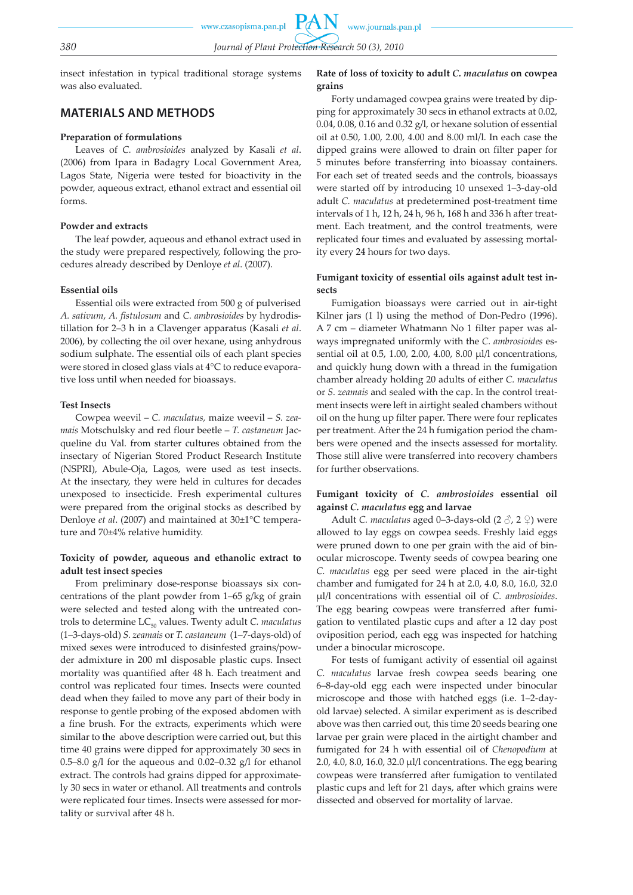insect infestation in typical traditional storage systems was also evaluated.

## MATERIALS AND METHODS

### Preparation of formulations

Leaves of *C. ambrosioides* analyzed by Kasali *et al*. (2006) from Ipara in Badagry Local Government Area, Lagos State, Nigeria were tested for bioactivity in the powder, aqueous extract, ethanol extract and essential oil forms.

### Powder and extracts

The leaf powder, aqueous and ethanol extract used in the study were prepared respectively, following the procedures already described by Denloye *et al*. (2007).

### Essential oils

Essential oils were extracted from 500 g of pulverised *A. sativum*, *A. fistulosum* and *C. ambrosioides* by hydrodistillation for 2–3 h in a Clavenger apparatus (Kasali *et al*. 2006), by collecting the oil over hexane, using anhydrous sodium sulphate. The essential oils of each plant species were stored in closed glass vials at 4°C to reduce evaporative loss until when needed for bioassays.

### Test Insects

Cowpea weevil – *C. maculatus,* maize weevil – *S. zeamais* Motschulsky and red flour beetle – *T. castaneum* Jacqueline du Val. from starter cultures obtained from the insectary of Nigerian Stored Product Research Institute (NSPRI), Abule-Oja, Lagos, were used as test insects. At the insectary, they were held in cultures for decades unexposed to insecticide. Fresh experimental cultures were prepared from the original stocks as described by Denloye *et al*. (2007) and maintained at 30±1°C temperature and 70±4% relative humidity.

### Toxicity of powder, aqueous and ethanolic extract to adult test insect species

From preliminary dose-response bioassays six concentrations of the plant powder from 1–65 g/kg of grain were selected and tested along with the untreated controls to determine $LC_{50}$ values. Twenty adult *C. maculatus* (1–3-days-old) *S. zeamais* or *T. castaneum* (1–7-days-old) of mixed sexes were introduced to disinfested grains/powder admixture in 200 ml disposable plastic cups. Insect mortality was quantified after 48 h. Each treatment and control was replicated four times. Insects were counted dead when they failed to move any part of their body in response to gentle probing of the exposed abdomen with a fine brush. For the extracts, experiments which were similar to the above description were carried out, but this time 40 grains were dipped for approximately 30 secs in 0.5–8.0 g/l for the aqueous and 0.02–0.32 g/l for ethanol extract. The controls had grains dipped for approximately 30 secs in water or ethanol. All treatments and controls were replicated four times. Insects were assessed for mortality or survival after 48 h.

### Rate of loss of toxicity to adult *C. maculatus* on cowpea grains

Forty undamaged cowpea grains were treated by dipping for approximately 30 secs in ethanol extracts at 0.02, 0.04, 0.08, 0.16 and 0.32 g/l, or hexane solution of essential oil at 0.50, 1.00, 2.00, 4.00 and 8.00 µl/l concentrations. In each case the dipped grains were allowed to drain on filter paper for 5 minutes before transferring into bioassay containers. For each set of treated seeds and the controls, bioassays were started off by introducing 10 unsexed 1–3-day-old adult *C. maculatus* at predetermined post-treatment time intervals of 1 h, 12 h, 24 h, 96 h, 168 h and 336 h after treatment. Each treatment, and the control treatments, were replicated four times and evaluated by assessing mortality every 24 hours for two days.

### Fumigant toxicity of essential oils against adult test insects

Fumigation bioassays were carried out in air-tight Kilner jars (1 l) using the method of Don-Pedro (1996). A 7 cm – diameter Whatmann No 1 filter paper was always impregnated uniformly with the *C. ambrosioides* essential oil at 0.5, 1.00, 2.00, 4.00, 8.00 µl/l concentrations, and quickly hung down with a thread in the fumigation chamber already holding 20 adults of either *C. maculatus* or *S. zeamais* and sealed with the cap. In the control treatment insects were left in airtight sealed chambers without oil on the hung up filter paper. There were four replicates per treatment. After the 24 h fumigation period the chambers were opened and the insects assessed for mortality. Those still alive were transferred into recovery chambers for further observations.

### Fumigant toxicity of *C. ambrosioides* essential oil against *C. maculatus* egg and larvae

Adult *C. maculatus* aged 0–3-days-old (2 ♂, 2 ♀) were allowed to lay eggs on cowpea seeds. Freshly laid eggs were pruned down to one per grain with the aid of binocular microscope. Twenty seeds of cowpea bearing one *C. maculatus* egg per seed were placed in the air-tight chamber and fumigated for 24 h at 2.0, 4.0, 8.0, 16.0, 32.0 µl/l concentrations with essential oil of *C. ambrosioides*. The egg bearing cowpeas were transferred after fumigation to ventilated plastic cups and after a 12 day post oviposition period, each egg was inspected for hatching under a binocular microscope.

For tests of fumigant activity of essential oil against *C. maculatus* larvae fresh cowpea seeds bearing one 6–8-day-old egg each were inspected under binocular microscope and those with hatched eggs (i.e. 1–2-day-old larvae) selected. A similar experiment as is described above was then carried out, this time 20 seeds bearing one larvae per grain were placed in the airtight chamber and fumigated for 24 h with essential oil of *Chenopodium* at 2.0, 4.0, 8.0, 16.0, 32.0 µl/l concentrations. The egg bearing cowpeas were transferred after fumigation to ventilated plastic cups and left for 21 days, after which grains were dissected and observed for mortality of larvae.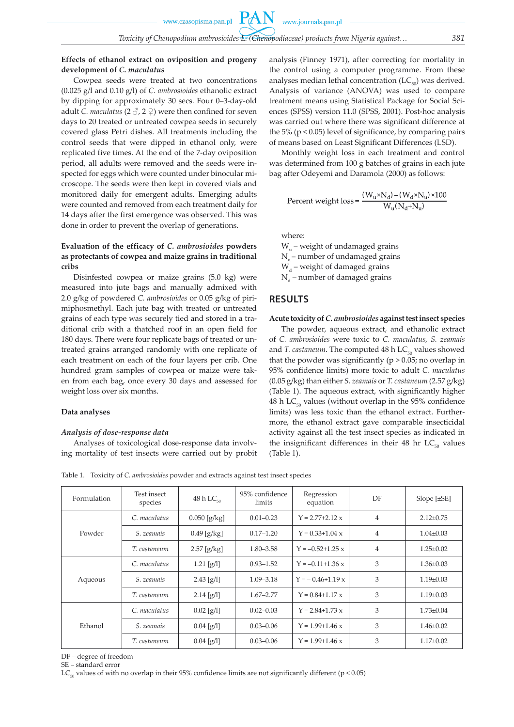**Effects of ethanol extract on oviposition and progeny development of *C. maculatus***

Cowpea seeds were treated at two concentrations (0.025 g/l and 0.10 g/l) of *C. ambrosioides* ethanolic extract by dipping for approximately 30 secs. Four 0–3-day-old adult *C. maculatus* (2 ♂, 2 ♀) were then confined for seven days to 20 treated or untreated cowpea seeds in securely covered glass Petri dishes. All treatments including the control seeds that were dipped in ethanol only, were replicated five times. At the end of the 7-day oviposition period, all adults were removed and the seeds were inspected for eggs which were counted under binocular microscope. The seeds were then kept in covered vials and monitored daily for emergent adults. Emerging adults were counted and removed from each treatment daily for 14 days after the first emergence was observed. This was done in order to prevent the overlap of generations.

**Evaluation of the efficacy of *C. ambrosioides* powders as protectants of cowpea and maize grains in traditional cribs**

Disinfested cowpea or maize grains (5.0 kg) were measured into jute bags and manually admixed with 2.0 g/kg of powdered *C. ambrosioides* or 0.05 g/kg of pirimiphosmethyl. Each jute bag with treated or untreated grains of each type was securely tied and stored in a traditional crib with a thatched roof in an open field for 180 days. There were four replicate bags of treated or untreated grains arranged randomly with one replicate of each treatment on each of the four layers per crib. One hundred gram samples of cowpea or maize were taken from each bag, once every 30 days and assessed for weight loss over six months.

**Data analyses**

***Analysis of dose-response data***

Analyses of toxicological dose-response data involving mortality of test insects were carried out by probit analysis (Finney 1971), after correcting for mortality in the control using a computer programme. From these analyses median lethal concentration ($LC_{50}$) was derived. Analysis of variance (ANOVA) was used to compare treatment means using Statistical Package for Social Sciences (SPSS) version 11.0 (SPSS, 2001). Post-hoc analysis was carried out where there was significant difference at the 5% ($p < 0.05$) level of significance, by comparing pairs of means based on Least Significant Differences (LSD).

Monthly weight loss in each treatment and control was determined from 100 g batches of grains in each jute bag after Odeyemi and Daramola (2000) as follows:

$$\text{Percent weight loss} = \frac{(W_u \times N_d) - (W_d \times N_u) \times 100}{W_u(N_d + N_u)}$$

where:
$W_u$ – weight of undamaged grains
$N_u$ – number of undamaged grains
$W_d$ – weight of damaged grains
$N_d$ – number of damaged grains

## RESULTS

**Acute toxicity of *C. ambrosioides* against test insect species**

The powder, aqueous extract, and ethanolic extract of *C. ambrosioides* were toxic to *C. maculatus, S. zeamais* and *T. castaneum*. The computed 48 h $LC_{50}$ values showed that the powder was significantly ($p > 0.05$; no overlap in 95% confidence limits) more toxic to adult *C. maculatus* (0.05 g/kg) than either *S. zeamais* or *T. castaneum* (2.57 g/kg) (Table 1). The aqueous extract, with significantly higher 48 h $LC_{50}$ values (without overlap in the 95% confidence limits) was less toxic than the ethanol extract. Furthermore, the ethanol extract gave comparable insecticidal activity against all the test insect species as indicated in the insignificant differences in their 48 hr $LC_{50}$ values (Table 1).

Table 1. Toxicity of *C. ambrosioides* powder and extracts against test insect species

| Formulation | Test insect species | 48 h $LC_{50}$ | 95% confidence limits | Regression equation | DF | Slope [±SE] |
|---|---|---|---|---|---|---|
| Powder | *C. maculatus* | 0.050 [g/kg] | 0.01–0.23 | Y = 2.77+2.12 x | 4 | 2.12±0.75 |
| | *S. zeamais* | 0.49 [g/kg] | 0.17–1.20 | Y = 0.33+1.04 x | 4 | 1.04±0.03 |
| | *T. castaneum* | 2.57 [g/kg] | 1.80–3.58 | Y = –0.52+1.25 x | 4 | 1.25±0.02 |
| Aqueous | *C. maculatus* | 1.21 [g/l] | 0.93–1.52 | Y = –0.11+1.36 x | 3 | 1.36±0.03 |
| | *S. zeamais* | 2.43 [g/l] | 1.09–3.18 | Y = – 0.46+1.19 x | 3 | 1.19±0.03 |
| | *T. castaneum* | 2.14 [g/l] | 1.67–2.77 | Y = 0.84+1.17 x | 3 | 1.19±0.03 |
| Ethanol | *C. maculatus* | 0.02 [g/l] | 0.02–0.03 | Y = 2.84+1.73 x | 3 | 1.73±0.04 |
| | *S. zeamais* | 0.04 [g/l] | 0.03–0.06 | Y = 1.99+1.46 x | 3 | 1.46±0.02 |
| | *T. castaneum* | 0.04 [g/l] | 0.03–0.06 | Y = 1.99+1.46 x | 3 | 1.17±0.02 |

DF – degree of freedom
SE – standard error
$LC_{50}$ values of with no overlap in their 95% confidence limits are not significantly different ($p < 0.05$)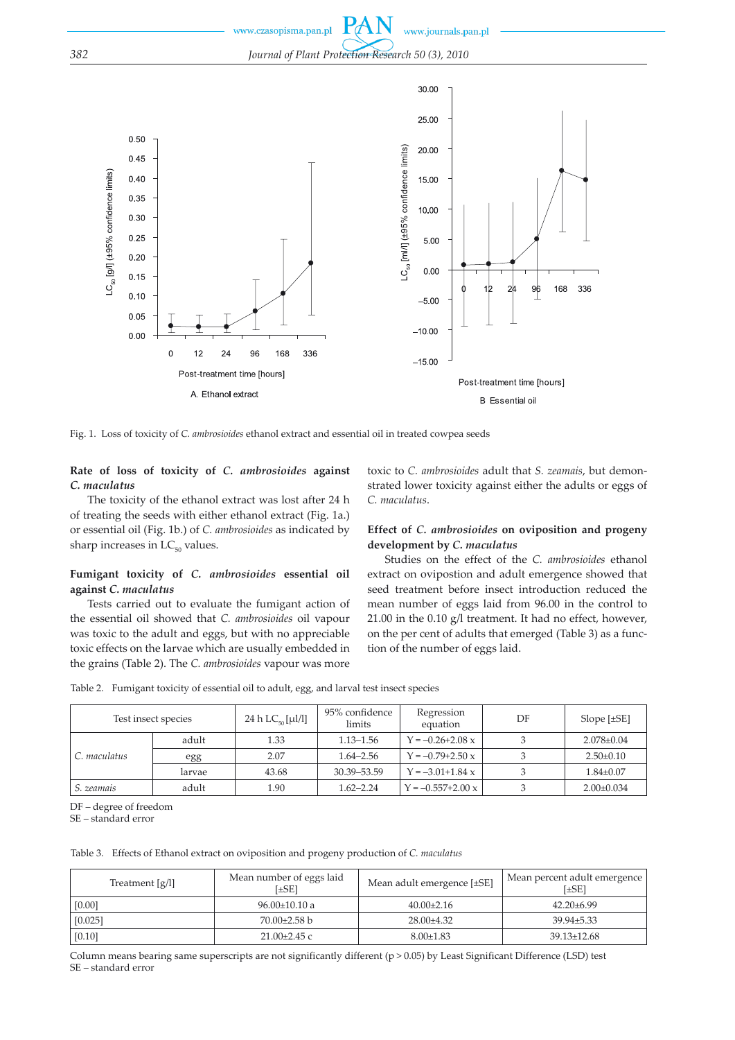Fig. 1. Loss of toxicity of *C. ambrosioides* ethanol extract and essential oil in treated cowpea seeds

**Rate of loss of toxicity of *C. ambrosioides* against *C. maculatus***

The toxicity of the ethanol extract was lost after 24 h of treating the seeds with either ethanol extract (Fig. 1a.) or essential oil (Fig. 1b.) of *C. ambrosioides* as indicated by sharp increases in $LC_{50}$ values.

**Fumigant toxicity of *C. ambrosioides* essential oil against *C. maculatus***

Tests carried out to evaluate the fumigant action of the essential oil showed that *C. ambrosioides* oil vapour was toxic to the adult and eggs, but with no appreciable toxic effects on the larvae which are usually embedded in the grains (Table 2). The *C. ambrosioides* vapour was more toxic to *C. ambrosioides* adult that *S. zeamais*, but demonstrated lower toxicity against either the adults or eggs of *C. maculatus*.

**Effect of *C. ambrosioides* on oviposition and progeny development by *C. maculatus***

Studies on the effect of the *C. ambrosioides* ethanol extract on ovipostion and adult emergence showed that seed treatment before insect introduction reduced the mean number of eggs laid from 96.00 in the control to 21.00 in the 0.10 g/l treatment. It had no effect, however, on the per cent of adults that emerged (Table 3) as a function of the number of eggs laid.

Table 2. Fumigant toxicity of essential oil to adult, egg, and larval test insect species

| Test insect species | | 24 h $LC_{50}$ [µl/l] | 95% confidence limits | Regression equation | DF | Slope [±SE] |
|---|---|---|---|---|---|---|
| *C. maculatus* | adult | 1.33 | 1.13–1.56 | Y = –0.26+2.08 x | 3 | 2.078±0.04 |
| | egg | 2.07 | 1.64–2.56 | Y = –0.79+2.50 x | 3 | 2.50±0.10 |
| | larvae | 43.68 | 30.39–53.59 | Y = –3.01+1.84 x | 3 | 1.84±0.07 |
| *S. zeamais* | adult | 1.90 | 1.62–2.24 | Y = –0.557+2.00 x | 3 | 2.00±0.034 |

DF – degree of freedom
SE – standard error

Table 3. Effects of Ethanol extract on oviposition and progeny production of *C. maculatus*

| Treatment [g/l] | Mean number of eggs laid [±SE] | Mean adult emergence [±SE] | Mean percent adult emergence [±SE] |
|---|---|---|---|
| [0.00] | 96.00±10.10 a | 40.00±2.16 | 42.20±6.99 |
| [0.025] | 70.00±2.58 b | 28.00±4.32 | 39.94±5.33 |
| [0.10] | 21.00±2.45 c | 8.00±1.83 | 39.13±12.68 |

Column means bearing same superscripts are not significantly different ($p > 0.05$) by Least Significant Difference (LSD) test
SE – standard error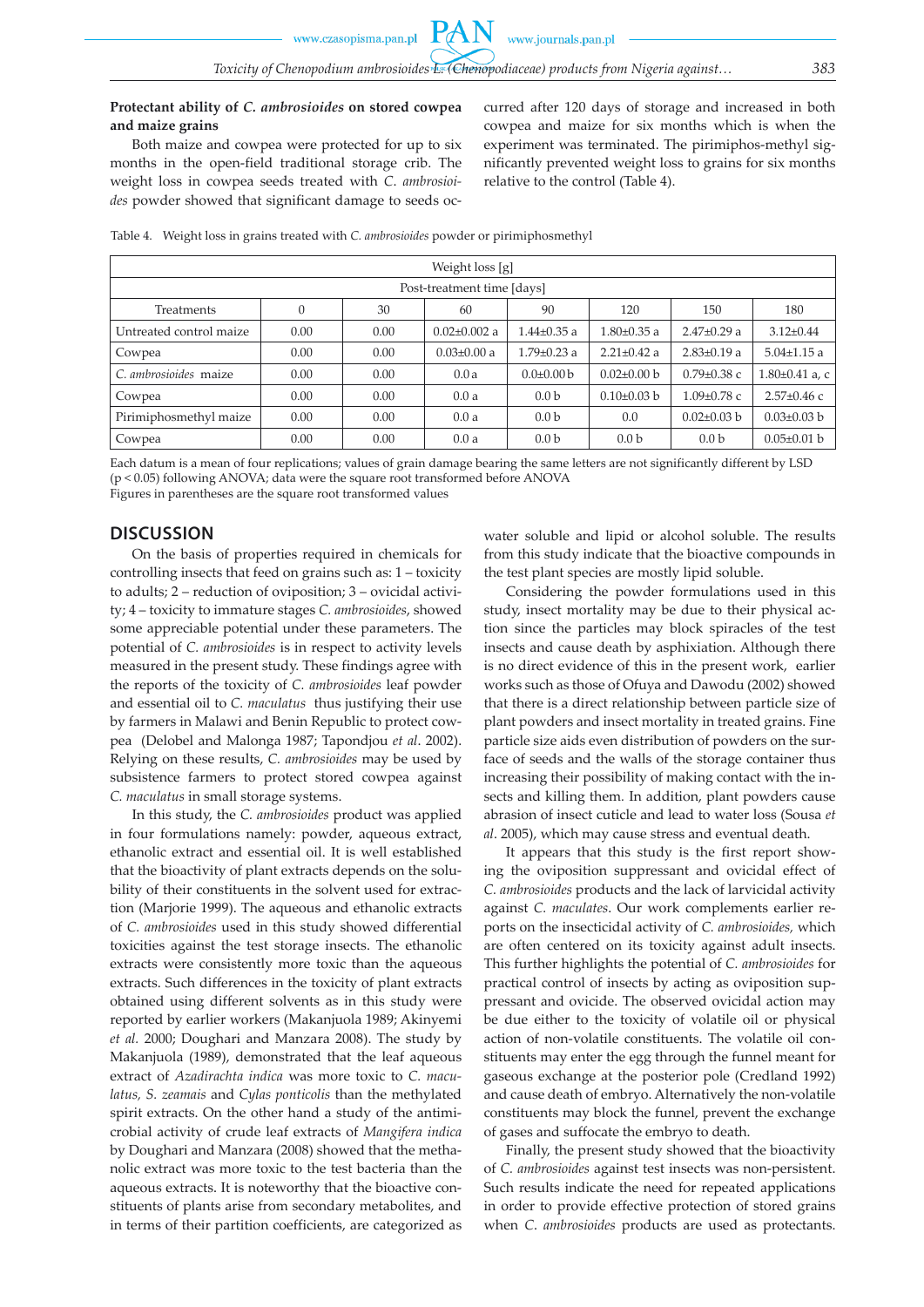**Protectant ability of *C. ambrosioides* on stored cowpea and maize grains**

Both maize and cowpea were protected for up to six months in the open-field traditional storage crib. The weight loss in cowpea seeds treated with *C. ambrosioides* powder showed that significant damage to seeds occurred after 120 days of storage and increased in both cowpea and maize for six months which is when the experiment was terminated. The pirimiphos-methyl significantly prevented weight loss to grains for six months relative to the control (Table 4).

Table 4. Weight loss in grains treated with *C. ambrosioides* powder or pirimiphosmethyl

| Weight loss [g] | | | | | | | |
|---|---|---|---|---|---|---|---|
| Post-treatment time [days] | | | | | | | |
| Treatments | 0 | 30 | 60 | 90 | 120 | 150 | 180 |
| Untreated control maize | 0.00 | 0.00 | 0.02±0.002 a | 1.44±0.35 a | 1.80±0.35 a | 2.47±0.29 a | 3.12±0.44 |
| Cowpea | 0.00 | 0.00 | 0.03±0.00 a | 1.79±0.23 a | 2.21±0.42 a | 2.83±0.19 a | 5.04±1.15 a |
| *C. ambrosioides* maize | 0.00 | 0.00 | 0.0 a | 0.0±0.00 b | 0.02±0.00 b | 0.79±0.38 c | 1.80±0.41 a, c |
| Cowpea | 0.00 | 0.00 | 0.0 a | 0.0 b | 0.10±0.03 b | 1.09±0.78 c | 2.57±0.46 c |
| Pirimiphosmethyl maize | 0.00 | 0.00 | 0.0 a | 0.0 b | 0.0 | 0.02±0.03 b | 0.03±0.03 b |
| Cowpea | 0.00 | 0.00 | 0.0 a | 0.0 b | 0.0 b | 0.0 b | 0.05±0.01 b |

Each datum is a mean of four replications; values of grain damage bearing the same letters are not significantly different by LSD ($p < 0.05$) following ANOVA; data were the square root transformed before ANOVA
Figures in parentheses are the square root transformed values

## DISCUSSION

On the basis of properties required in chemicals for controlling insects that feed on grains such as: 1 – toxicity to adults; 2 – reduction of oviposition; 3 – ovicidal activity; 4 – toxicity to immature stages *C. ambrosioides*, showed some appreciable potential under these parameters. The potential of *C. ambrosioides* is in respect to activity levels measured in the present study. These findings agree with the reports of the toxicity of *C. ambrosioides* leaf powder and essential oil to *C. maculatus* thus justifying their use by farmers in Malawi and Benin Republic to protect cowpea (Delobel and Malonga 1987; Tapondjou *et al*. 2002). Relying on these results, *C. ambrosioides* may be used by subsistence farmers to protect stored cowpea against *C. maculatus* in small storage systems.

In this study, the *C. ambrosioides* product was applied in four formulations namely: powder, aqueous extract, ethanolic extract and essential oil. It is well established that the bioactivity of plant extracts depends on the solubility of their constituents in the solvent used for extraction (Marjorie 1999). The aqueous and ethanolic extracts of *C. ambrosioides* used in this study showed differential toxicities against the test storage insects. The ethanolic extracts were consistently more toxic than the aqueous extracts. Such differences in the toxicity of plant extracts obtained using different solvents as in this study were reported by earlier workers (Makanjuola 1989; Akinyemi *et al.* 2000; Doughari and Manzara 2008). The study by Makanjuola (1989), demonstrated that the leaf aqueous extract of *Azadirachta indica* was more toxic to *C. maculatus, S. zeamais* and *Cylas ponticolis* than the methylated spirit extracts. On the other hand a study of the antimicrobial activity of crude leaf extracts of *Mangifera indica* by Doughari and Manzara (2008) showed that the methanolic extract was more toxic to the test bacteria than the aqueous extracts. It is noteworthy that the bioactive constituents of plants arise from secondary metabolites, and in terms of their partition coefficients, are categorized as water soluble and lipid or alcohol soluble. The results from this study indicate that the bioactive compounds in the test plant species are mostly lipid soluble.

Considering the powder formulations used in this study, insect mortality may be due to their physical action since the particles may block spiracles of the test insects and cause death by asphixiation. Although there is no direct evidence of this in the present work, earlier works such as those of Ofuya and Dawodu (2002) showed that there is a direct relationship between particle size of plant powders and insect mortality in treated grains. Fine particle size aids even distribution of powders on the surface of seeds and the walls of the storage container thus increasing their possibility of making contact with the insects and killing them. In addition, plant powders cause abrasion of insect cuticle and lead to water loss (Sousa *et al*. 2005), which may cause stress and eventual death.

It appears that this study is the first report showing the oviposition suppressant and ovicidal effect of *C. ambrosioides* products and the lack of larvicidal activity against *C. maculates*. Our work complements earlier reports on the insecticidal activity of *C. ambrosioides,* which are often centered on its toxicity against adult insects. This further highlights the potential of *C. ambrosioides* for practical control of insects by acting as oviposition suppressant and ovicide. The observed ovicidal action may be due either to the toxicity of volatile oil or physical action of non-volatile constituents. The volatile oil constituents may enter the egg through the funnel meant for gaseous exchange at the posterior pole (Credland 1992) and cause death of embryo. Alternatively the non-volatile constituents may block the funnel, prevent the exchange of gases and suffocate the embryo to death.

Finally, the present study showed that the bioactivity of *C. ambrosioides* against test insects was non-persistent. Such results indicate the need for repeated applications in order to provide effective protection of stored grains when *C. ambrosioides* products are used as protectants.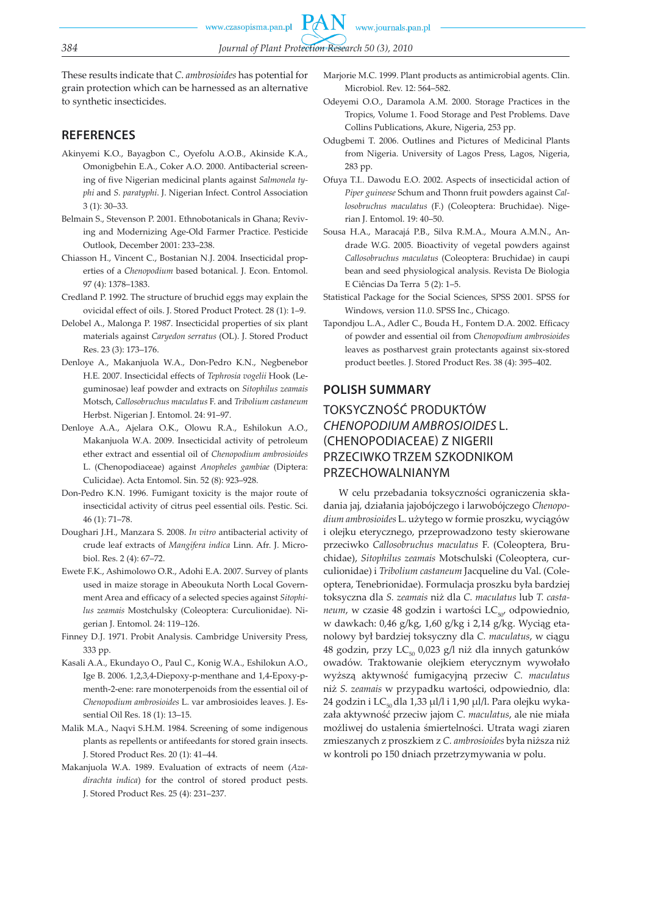These results indicate that *C. ambrosioides* has potential for grain protection which can be harnessed as an alternative to synthetic insecticides.

## REFERENCES

Akinyemi K.O., Bayagbon C., Oyefolu A.O.B., Akinside K.A., Omonigbehin E.A., Coker A.O. 2000. Antibacterial screening of five Nigerian medicinal plants against *Salmonela typhi* and *S. paratyphi*. J. Nigerian Infect. Control Association 3 (1): 30–33.

Belmain S., Stevenson P. 2001. Ethnobotanicals in Ghana; Reviving and Modernizing Age-Old Farmer Practice. Pesticide Outlook, December 2001: 233–238.

Chiasson H., Vincent C., Bostanian N.J. 2004. Insecticidal properties of a *Chenopodium* based botanical. J. Econ. Entomol. 97 (4): 1378–1383.

Credland P. 1992. The structure of bruchid eggs may explain the ovicidal effect of oils. J. Stored Product Protect. 28 (1): 1–9.

Delobel A., Malonga P. 1987. Insecticidal properties of six plant materials against *Caryedon serratus* (OL). J. Stored Product Res. 23 (3): 173–176.

Denloye A., Makanjuola W.A., Don-Pedro K.N., Negbenebor H.E. 2007. Insecticidal effects of *Tephrosia vogelii* Hook (Leguminosae) leaf powder and extracts on *Sitophilus zeamais* Motsch, *Callosobruchus maculatus* F. and *Tribolium castaneum* Herbst. Nigerian J. Entomol. 24: 91–97.

Denloye A.A., Ajelara O.K., Olowu R.A., Eshilokun A.O., Makanjuola W.A. 2009. Insecticidal activity of petroleum ether extract and essential oil of *Chenopodium ambrosioides* L. (Chenopodiaceae) against *Anopheles gambiae* (Diptera: Culicidae). Acta Entomol. Sin. 52 (8): 923–928.

Don-Pedro K.N. 1996. Fumigant toxicity is the major route of insecticidal activity of citrus peel essential oils. Pestic. Sci. 46 (1): 71–78.

Doughari J.H., Manzara S. 2008. *In vitro* antibacterial activity of crude leaf extracts of *Mangifera indica* Linn. Afr. J. Microbiol. Res. 2 (4): 67–72.

Ewete F.K., Ashimolowo O.R., Adohi E.A. 2007. Survey of plants used in maize storage in Abeoukuta North Local Government Area and efficacy of a selected species against *Sitophilus zeamais* Mostchulsky (Coleoptera: Curculionidae). Nigerian J. Entomol. 24: 119–126.

Finney D.J. 1971. Probit Analysis. Cambridge University Press, 333 pp.

Kasali A.A., Ekundayo O., Paul C., Konig W.A., Eshilokun A.O., Ige B. 2006. 1,2,3,4-Diepoxy-p-menthane and 1,4-Epoxy-p-menth-2-ene: rare monoterpenoids from the essential oil of *Chenopodium ambrosioides* L. var ambrosioides leaves. J. Essential Oil Res. 18 (1): 13–15.

Malik M.A., Naqvi S.H.M. 1984. Screening of some indigenous plants as repellents or antifeedants for stored grain insects. J. Stored Product Res. 20 (1): 41–44.

Makanjuola W.A. 1989. Evaluation of extracts of neem (*Azadirachta indica*) for the control of stored product pests. J. Stored Product Res. 25 (4): 231–237.

Marjorie M.C. 1999. Plant products as antimicrobial agents. Clin. Microbiol. Rev. 12: 564–582.

Odeyemi O.O., Daramola A.M. 2000. Storage Practices in the Tropics, Volume 1. Food Storage and Pest Problems. Dave Collins Publications, Akure, Nigeria, 253 pp.

Odugbemi T. 2006. Outlines and Pictures of Medicinal Plants from Nigeria. University of Lagos Press, Lagos, Nigeria, 283 pp.

Ofuya T.I.. Dawodu E.O. 2002. Aspects of insecticidal action of *Piper guineese* Schum and Thonn fruit powders against *Callosobruchus maculatus* (F.) (Coleoptera: Bruchidae). Nigerian J. Entomol. 19: 40–50.

Sousa H.A., Maracajá P.B., Silva R.M.A., Moura A.M.N., Andrade W.G. 2005. Bioactivity of vegetal powders against *Callosobruchus maculatus* (Coleoptera: Bruchidae) in caupi bean and seed physiological analysis. Revista De Biologia E Ciências Da Terra 5 (2): 1–5.

Statistical Package for the Social Sciences, SPSS 2001. SPSS for Windows, version 11.0. SPSS Inc., Chicago.

Tapondjou L.A., Adler C., Bouda H., Fontem D.A. 2002. Efficacy of powder and essential oil from *Chenopodium ambrosioides* leaves as postharvest grain protectants against six-stored product beetles. J. Stored Product Res. 38 (4): 395–402.

## POLISH SUMMARY

### TOKSYCZNOŚĆ PRODUKTÓW *CHENOPODIUM AMBROSIOIDES* L. (CHENOPODIACEAE) Z NIGERII PRZECIWKO TRZEM SZKODNIKOM PRZECHOWALNIANYM

W celu przebadania toksyczności ograniczenia składania jaj, działania jajobójczego i larwobójczego *Chenopodium ambrosioides* L. użytego w formie proszku, wyciągów i olejku eterycznego, przeprowadzono testy skierowane przeciwko *Callosobruchus maculatus* F. (Coleoptera, Bruchidae), *Sitophilus zeamais* Motschulski (Coleoptera, curculionidae) i *Tribolium castaneum* Jacqueline du Val. (Coleoptera, Tenebrionidae). Formulacja proszku była bardziej toksyczna dla *S. zeamais* niż dla *C. maculatus* lub *T. castaneum*, w czasie 48 godzin i wartości $LC_{50}$, odpowiednio, w dawkach: 0,46 g/kg, 1,60 g/kg i 2,14 g/kg. Wyciąg etanolowy był bardziej toksyczny dla *C. maculatus*, w ciągu 48 godzin, przy $LC_{50}$ 0,023 g/l niż dla innych gatunków owadów. Traktowanie olejkiem eterycznym wywołało wyższą aktywność fumigacyjną przeciw *C. maculatus* niż *S. zeamais* w przypadku wartości, odpowiednio, dla: 24 godzin i $LC_{50}$ dla 1,33 µl/l i 1,90 µl/l. Para olejku wykazała aktywność przeciw jajom *C. maculatus*, ale nie miała możliwej do ustalenia śmiertelności. Utrata wagi ziaren zmieszanych z proszkiem z *C. ambrosioides* była niższa niż w kontroli po 150 dniach przetrzymywania w polu.